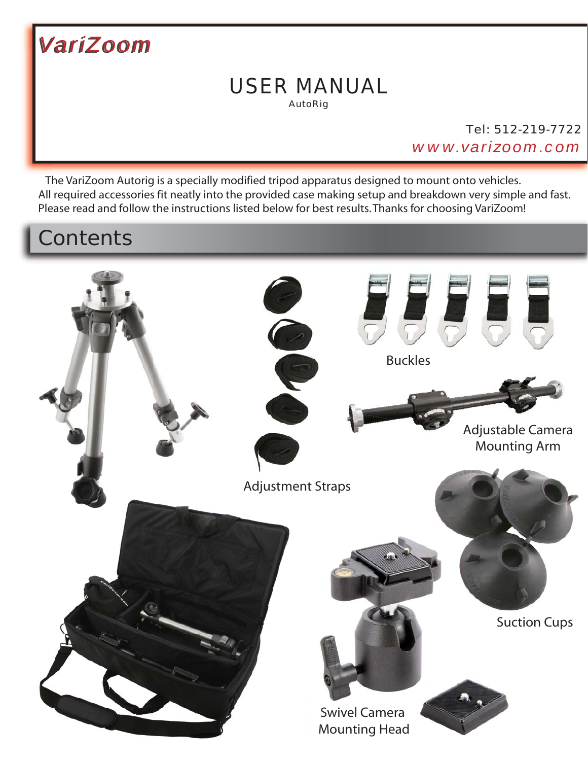VariZoom

# USER MANUAL

AutoRig

Tel: 512-219-7722

www.varizoom.com

The VariZoom Autorig is a specially modified tripod apparatus designed to mount onto vehicles. All required accessories fit neatly into the provided case making setup and breakdown very simple and fast. Please read and follow the instructions listed below for best results. Thanks for choosing VariZoom!

## Contents

Buckles

Adjustable Camera Mounting Arm

Adjustment Straps

Suction Cups

Swivel Camera Mounting Head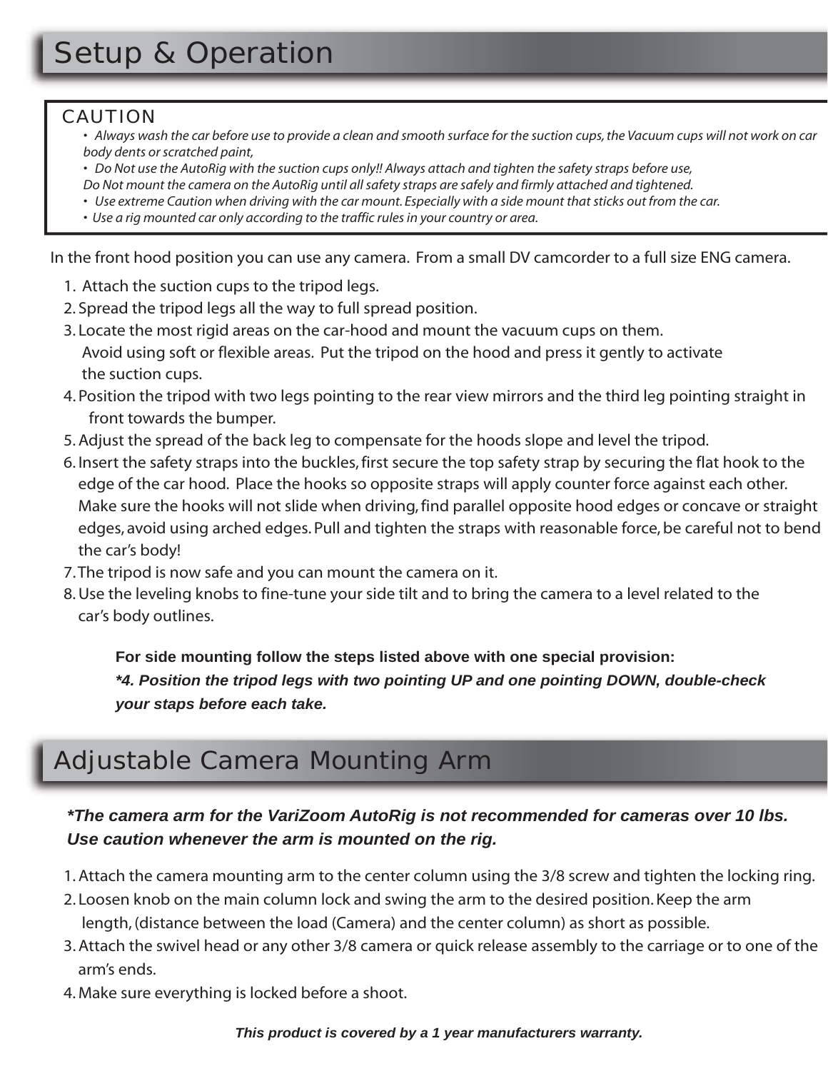# Setup & Operation

**CAUTION**

- *Always wash the car before use to provide a clean and smooth surface for the suction cups, the Vacuum cups will not work on car body dents or scratched paint,*
- *Do Not use the AutoRig with the suction cups only!! Always attach and tighten the safety straps before use, Do Not mount the camera on the AutoRig until all safety straps are safely and firmly attached and tightened.*
- *Use extreme Caution when driving with the car mount. Especially with a side mount that sticks out from the car.*
- *Use a rig mounted car only according to the traffic rules in your country or area.*

In the front hood position you can use any camera. From a small DV camcorder to a full size ENG camera.

1. Attach the suction cups to the tripod legs.
2. Spread the tripod legs all the way to full spread position.
3. Locate the most rigid areas on the car-hood and mount the vacuum cups on them. Avoid using soft or flexible areas. Put the tripod on the hood and press it gently to activate the suction cups.
4. Position the tripod with two legs pointing to the rear view mirrors and the third leg pointing straight in front towards the bumper.
5. Adjust the spread of the back leg to compensate for the hoods slope and level the tripod.
6. Insert the safety straps into the buckles, first secure the top safety strap by securing the flat hook to the edge of the car hood. Place the hooks so opposite straps will apply counter force against each other. Make sure the hooks will not slide when driving, find parallel opposite hood edges or concave or straight edges, avoid using arched edges. Pull and tighten the straps with reasonable force, be careful not to bend the car's body!
7. The tripod is now safe and you can mount the camera on it.
8. Use the leveling knobs to fine-tune your side tilt and to bring the camera to a level related to the car's body outlines.

**For side mounting follow the steps listed above with one special provision:**
***4. Position the tripod legs with two pointing UP and one pointing DOWN, double-check your staps before each take.***

# Adjustable Camera Mounting Arm

***The camera arm for the VariZoom AutoRig is not recommended for cameras over 10 lbs. Use caution whenever the arm is mounted on the rig.***

1. Attach the camera mounting arm to the center column using the 3/8 screw and tighten the locking ring.
2. Loosen knob on the main column lock and swing the arm to the desired position. Keep the arm length, (distance between the load (Camera) and the center column) as short as possible.
3. Attach the swivel head or any other 3/8 camera or quick release assembly to the carriage or to one of the arm's ends.
4. Make sure everything is locked before a shoot.

***This product is covered by a 1 year manufacturers warranty.***